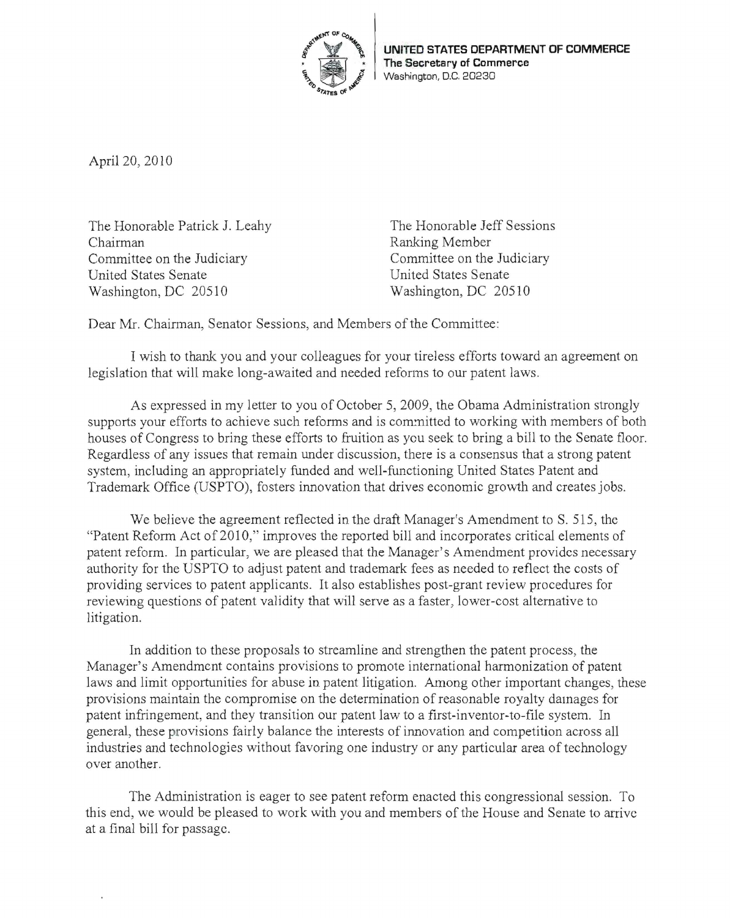**UNITED STATES DEPARTMENT OF COMMERCE**
**The Secretary of Commerce**
Washington, D.C. 20230

April 20, 2010

The Honorable Patrick J. Leahy
Chairman
Committee on the Judiciary
United States Senate
Washington, DC 20510

The Honorable Jeff Sessions
Ranking Member
Committee on the Judiciary
United States Senate
Washington, DC 20510

Dear Mr. Chairman, Senator Sessions, and Members of the Committee:

I wish to thank you and your colleagues for your tireless efforts toward an agreement on legislation that will make long-awaited and needed reforms to our patent laws.

As expressed in my letter to you of October 5, 2009, the Obama Administration strongly supports your efforts to achieve such reforms and is committed to working with members of both houses of Congress to bring these efforts to fruition as you seek to bring a bill to the Senate floor. Regardless of any issues that remain under discussion, there is a consensus that a strong patent system, including an appropriately funded and well-functioning United States Patent and Trademark Office (USPTO), fosters innovation that drives economic growth and creates jobs.

We believe the agreement reflected in the draft Manager's Amendment to S. 515, the "Patent Reform Act of 2010," improves the reported bill and incorporates critical elements of patent reform. In particular, we are pleased that the Manager's Amendment provides necessary authority for the USPTO to adjust patent and trademark fees as needed to reflect the costs of providing services to patent applicants. It also establishes post-grant review procedures for reviewing questions of patent validity that will serve as a faster, lower-cost alternative to litigation.

In addition to these proposals to streamline and strengthen the patent process, the Manager's Amendment contains provisions to promote international harmonization of patent laws and limit opportunities for abuse in patent litigation. Among other important changes, these provisions maintain the compromise on the determination of reasonable royalty damages for patent infringement, and they transition our patent law to a first-inventor-to-file system. In general, these provisions fairly balance the interests of innovation and competition across all industries and technologies without favoring one industry or any particular area of technology over another.

The Administration is eager to see patent reform enacted this congressional session. To this end, we would be pleased to work with you and members of the House and Senate to arrive at a final bill for passage.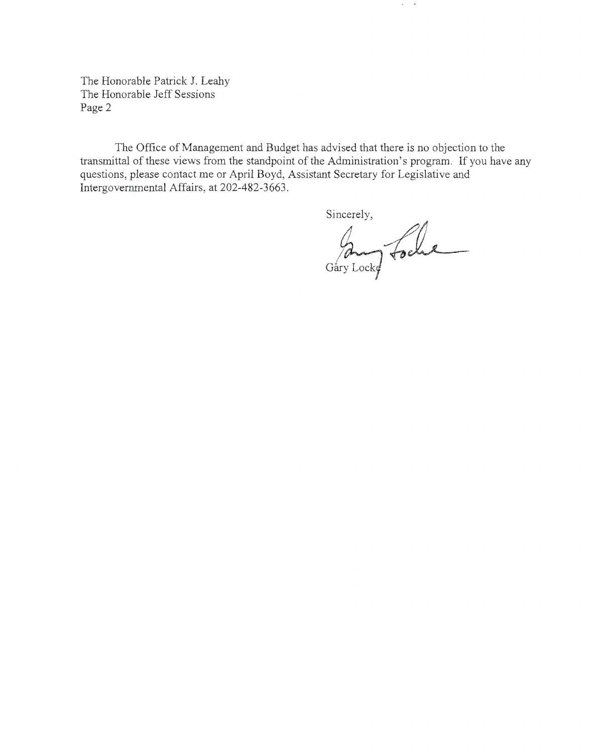The Honorable Patrick J. Leahy
The Honorable Jeff Sessions
Page 2

The Office of Management and Budget has advised that there is no objection to the transmittal of these views from the standpoint of the Administration's program. If you have any questions, please contact me or April Boyd, Assistant Secretary for Legislative and Intergovernmental Affairs, at 202-482-3663.

Sincerely,

Gary Locke